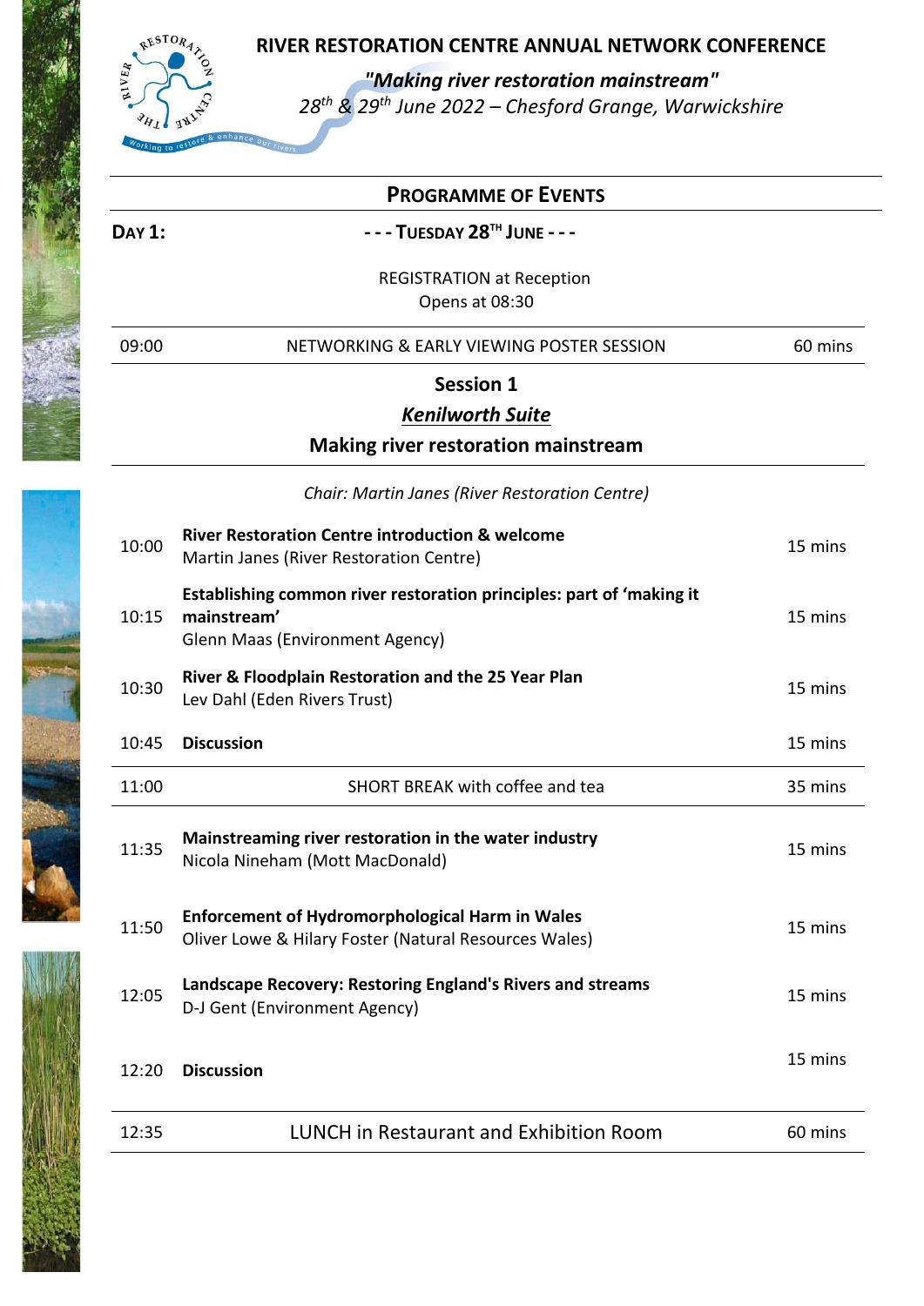# RIVER RESTORATION CENTRE ANNUAL NETWORK CONFERENCE

***"Making river restoration mainstream"***

*28th & 29th June 2022 – Chesford Grange, Warwickshire*

## PROGRAMME OF EVENTS

**DAY 1:** **- - - TUESDAY 28TH JUNE - - -**

REGISTRATION at Reception
Opens at 08:30

| 09:00 | NETWORKING & EARLY VIEWING POSTER SESSION | 60 mins |
|---|---|---|

### Session 1

***Kenilworth Suite***

### Making river restoration mainstream

*Chair: Martin Janes (River Restoration Centre)*

| Time | Event | Duration |
|---|---|---|
| 10:00 | **River Restoration Centre introduction & welcome**<br>Martin Janes (River Restoration Centre) | 15 mins |
| 10:15 | **Establishing common river restoration principles: part of 'making it mainstream'**<br>Glenn Maas (Environment Agency) | 15 mins |
| 10:30 | **River & Floodplain Restoration and the 25 Year Plan**<br>Lev Dahl (Eden Rivers Trust) | 15 mins |
| 10:45 | **Discussion** | 15 mins |
| 11:00 | SHORT BREAK with coffee and tea | 35 mins |
| 11:35 | **Mainstreaming river restoration in the water industry**<br>Nicola Nineham (Mott MacDonald) | 15 mins |
| 11:50 | **Enforcement of Hydromorphological Harm in Wales**<br>Oliver Lowe & Hilary Foster (Natural Resources Wales) | 15 mins |
| 12:05 | **Landscape Recovery: Restoring England's Rivers and streams**<br>D-J Gent (Environment Agency) | 15 mins |
| 12:20 | **Discussion** | 15 mins |
| 12:35 | LUNCH in Restaurant and Exhibition Room | 60 mins |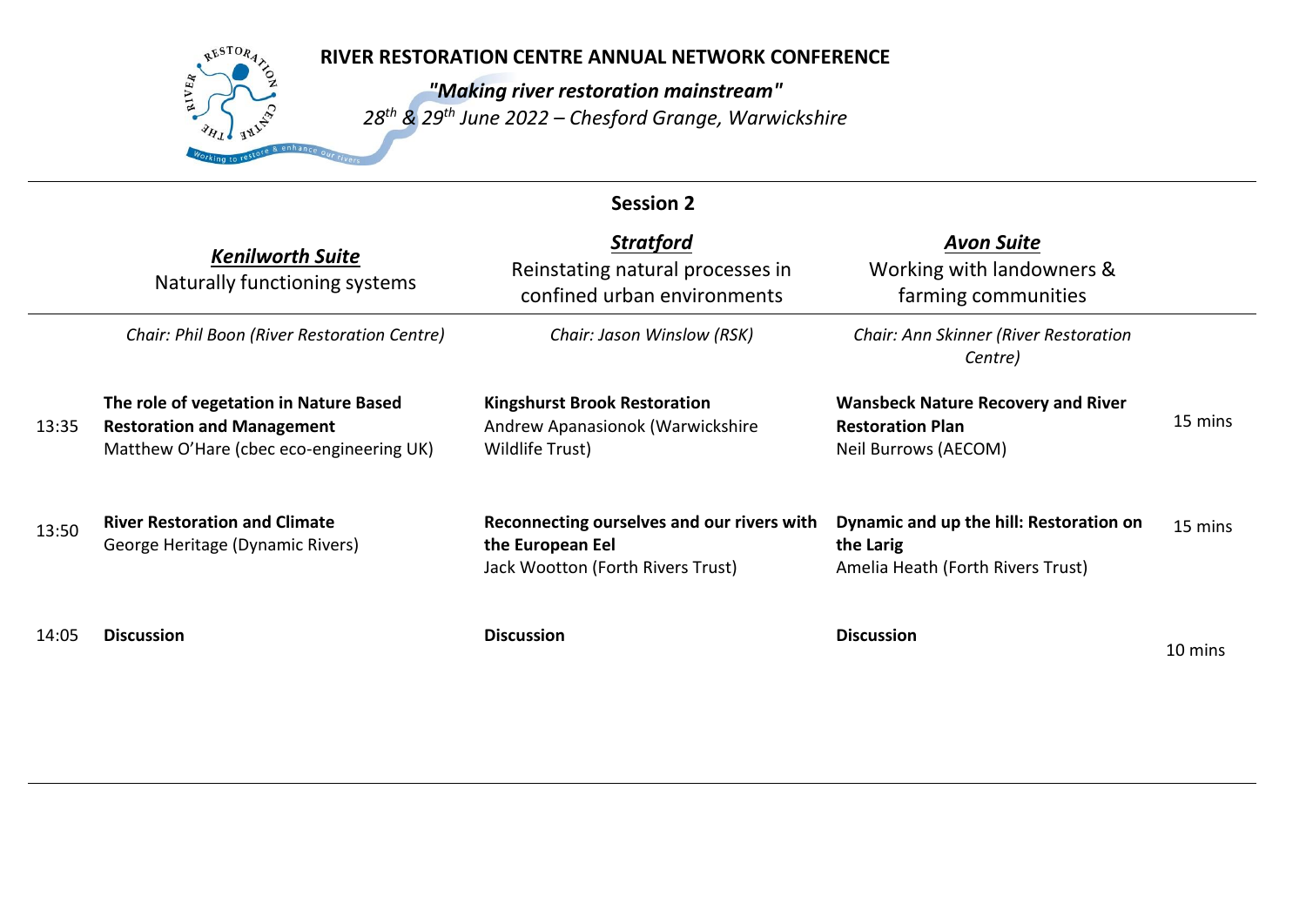# RIVER RESTORATION CENTRE ANNUAL NETWORK CONFERENCE

***"Making river restoration mainstream"***

*28th & 29th June 2022 – Chesford Grange, Warwickshire*

## Session 2

| | ***Kenilworth Suite*** Naturally functioning systems | ***Stratford*** Reinstating natural processes in confined urban environments | ***Avon Suite*** Working with landowners & farming communities | |
|---|---|---|---|---|
| | *Chair: Phil Boon (River Restoration Centre)* | *Chair: Jason Winslow (RSK)* | *Chair: Ann Skinner (River Restoration Centre)* | |
| 13:35 | **The role of vegetation in Nature Based Restoration and Management** Matthew O'Hare (cbec eco-engineering UK) | **Kingshurst Brook Restoration** Andrew Apanasionok (Warwickshire Wildlife Trust) | **Wansbeck Nature Recovery and River Restoration Plan** Neil Burrows (AECOM) | 15 mins |
| 13:50 | **River Restoration and Climate** George Heritage (Dynamic Rivers) | **Reconnecting ourselves and our rivers with the European Eel** Jack Wootton (Forth Rivers Trust) | **Dynamic and up the hill: Restoration on the Larig** Amelia Heath (Forth Rivers Trust) | 15 mins |
| 14:05 | **Discussion** | **Discussion** | **Discussion** | 10 mins |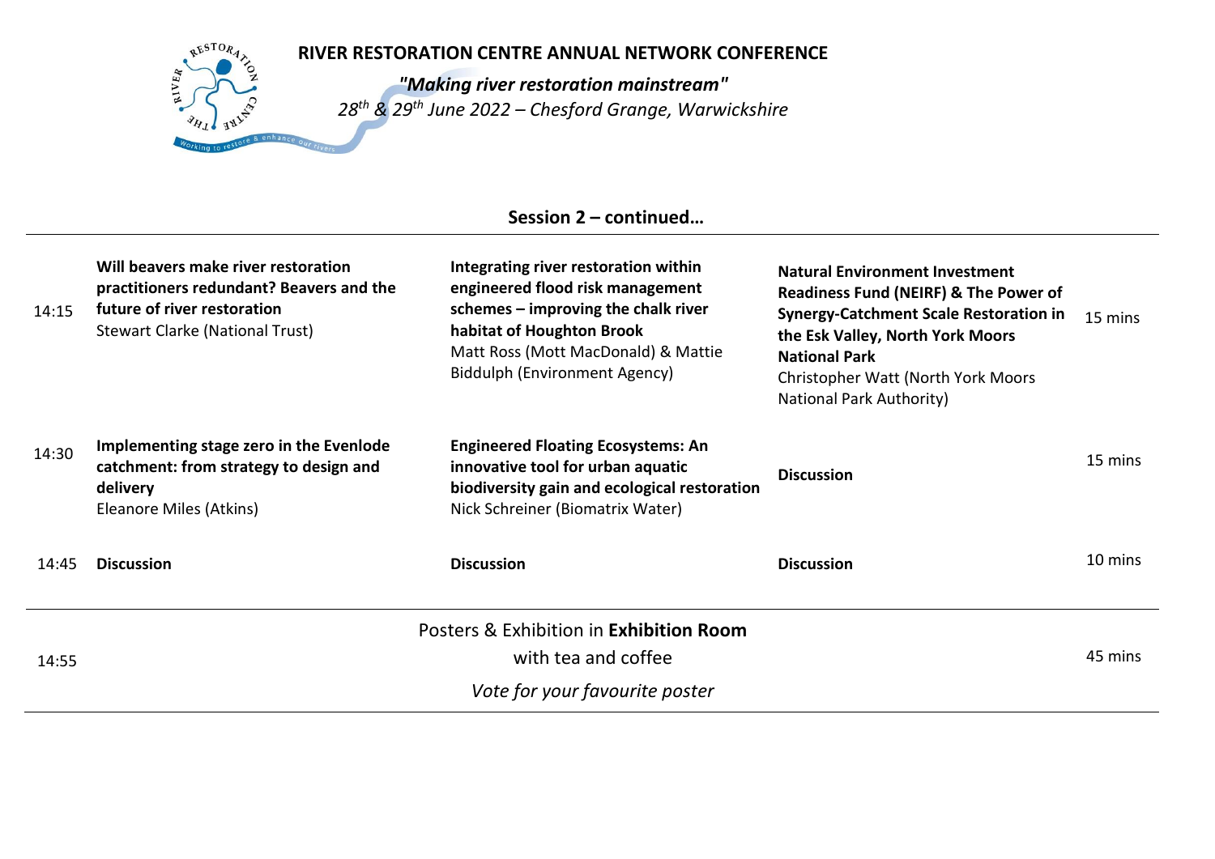# RIVER RESTORATION CENTRE ANNUAL NETWORK CONFERENCE

***"Making river restoration mainstream"***

*28th & 29th June 2022 – Chesford Grange, Warwickshire*

## Session 2 – continued…

| Time | | | | Duration |
|---|---|---|---|---|
| 14:15 | **Will beavers make river restoration practitioners redundant? Beavers and the future of river restoration** Stewart Clarke (National Trust) | **Integrating river restoration within engineered flood risk management schemes – improving the chalk river habitat of Houghton Brook** Matt Ross (Mott MacDonald) & Mattie Biddulph (Environment Agency) | **Natural Environment Investment Readiness Fund (NEIRF) & The Power of Synergy-Catchment Scale Restoration in the Esk Valley, North York Moors National Park** Christopher Watt (North York Moors National Park Authority) | 15 mins |
| 14:30 | **Implementing stage zero in the Evenlode catchment: from strategy to design and delivery** Eleanore Miles (Atkins) | **Engineered Floating Ecosystems: An innovative tool for urban aquatic biodiversity gain and ecological restoration** Nick Schreiner (Biomatrix Water) | **Discussion** | 15 mins |
| 14:45 | **Discussion** | **Discussion** | **Discussion** | 10 mins |
| 14:55 | Posters & Exhibition in **Exhibition Room** with tea and coffee *Vote for your favourite poster* | | | 45 mins |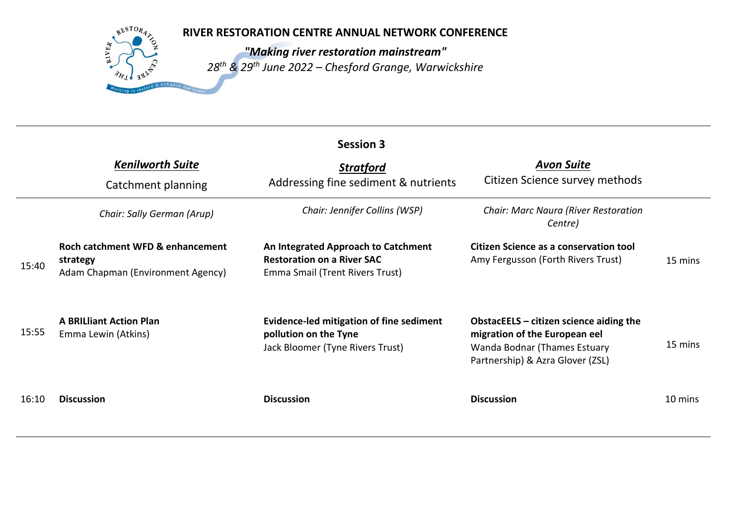# RIVER RESTORATION CENTRE ANNUAL NETWORK CONFERENCE

***"Making river restoration mainstream"***

*28th & 29th June 2022 – Chesford Grange, Warwickshire*

## Session 3

| | ***Kenilworth Suite***<br>Catchment planning | ***Stratford***<br>Addressing fine sediment & nutrients | ***Avon Suite***<br>Citizen Science survey methods | |
|---|---|---|---|---|
| | *Chair: Sally German (Arup)* | *Chair: Jennifer Collins (WSP)* | *Chair: Marc Naura (River Restoration Centre)* | |
| 15:40 | **Roch catchment WFD & enhancement strategy**<br>Adam Chapman (Environment Agency) | **An Integrated Approach to Catchment Restoration on a River SAC**<br>Emma Smail (Trent Rivers Trust) | **Citizen Science as a conservation tool**<br>Amy Fergusson (Forth Rivers Trust) | 15 mins |
| 15:55 | **A BRILliant Action Plan**<br>Emma Lewin (Atkins) | **Evidence-led mitigation of fine sediment pollution on the Tyne**<br>Jack Bloomer (Tyne Rivers Trust) | **ObstacEELS – citizen science aiding the migration of the European eel**<br>Wanda Bodnar (Thames Estuary Partnership) & Azra Glover (ZSL) | 15 mins |
| 16:10 | **Discussion** | **Discussion** | **Discussion** | 10 mins |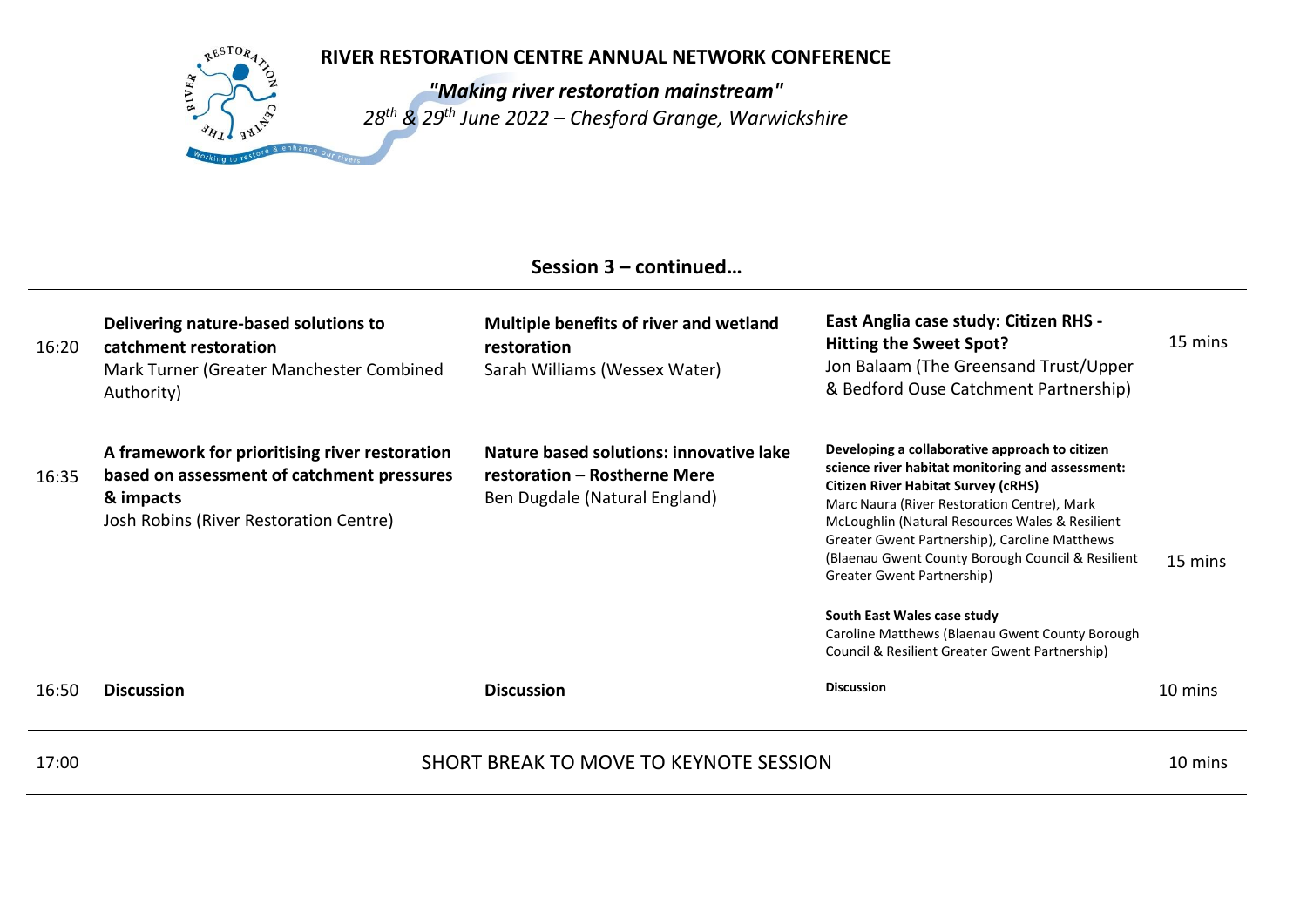**RIVER RESTORATION CENTRE ANNUAL NETWORK CONFERENCE**

***"Making river restoration mainstream"***

*28th & 29th June 2022 – Chesford Grange, Warwickshire*

## Session 3 – continued…

| Time | | | | Duration |
|---|---|---|---|---|
| 16:20 | **Delivering nature-based solutions to catchment restoration**<br>Mark Turner (Greater Manchester Combined Authority) | **Multiple benefits of river and wetland restoration**<br>Sarah Williams (Wessex Water) | **East Anglia case study: Citizen RHS - Hitting the Sweet Spot?**<br>Jon Balaam (The Greensand Trust/Upper & Bedford Ouse Catchment Partnership) | 15 mins |
| 16:35 | **A framework for prioritising river restoration based on assessment of catchment pressures & impacts**<br>Josh Robins (River Restoration Centre) | **Nature based solutions: innovative lake restoration – Rostherne Mere**<br>Ben Dugdale (Natural England) | **Developing a collaborative approach to citizen science river habitat monitoring and assessment: Citizen River Habitat Survey (cRHS)**<br>Marc Naura (River Restoration Centre), Mark McLoughlin (Natural Resources Wales & Resilient Greater Gwent Partnership), Caroline Matthews (Blaenau Gwent County Borough Council & Resilient Greater Gwent Partnership)<br><br>**South East Wales case study**<br>Caroline Matthews (Blaenau Gwent County Borough Council & Resilient Greater Gwent Partnership) | 15 mins |
| 16:50 | **Discussion** | **Discussion** | **Discussion** | 10 mins |
| 17:00 | SHORT BREAK TO MOVE TO KEYNOTE SESSION | | | 10 mins |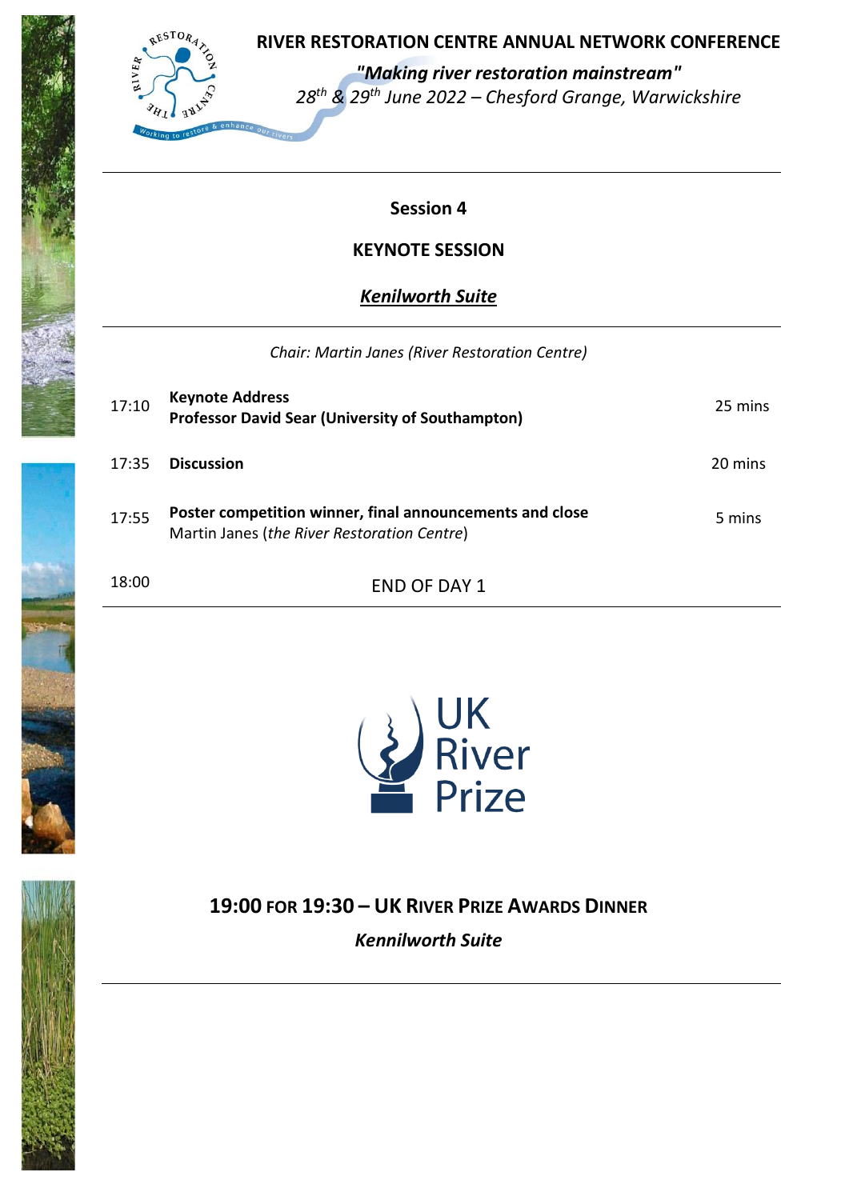RIVER RESTORATION CENTRE ANNUAL NETWORK CONFERENCE

***"Making river restoration mainstream"***

*28th & 29th June 2022 – Chesford Grange, Warwickshire*

## Session 4

## KEYNOTE SESSION

### ***Kenilworth Suite***

*Chair: Martin Janes (River Restoration Centre)*

| | | |
|---|---|---|
| 17:10 | **Keynote Address**<br>**Professor David Sear (University of Southampton)** | 25 mins |
| 17:35 | **Discussion** | 20 mins |
| 17:55 | **Poster competition winner, final announcements and close**<br>Martin Janes (*the River Restoration Centre*) | 5 mins |
| 18:00 | END OF DAY 1 | |

UK River Prize

**19:00 FOR 19:30 – UK RIVER PRIZE AWARDS DINNER**

***Kennilworth Suite***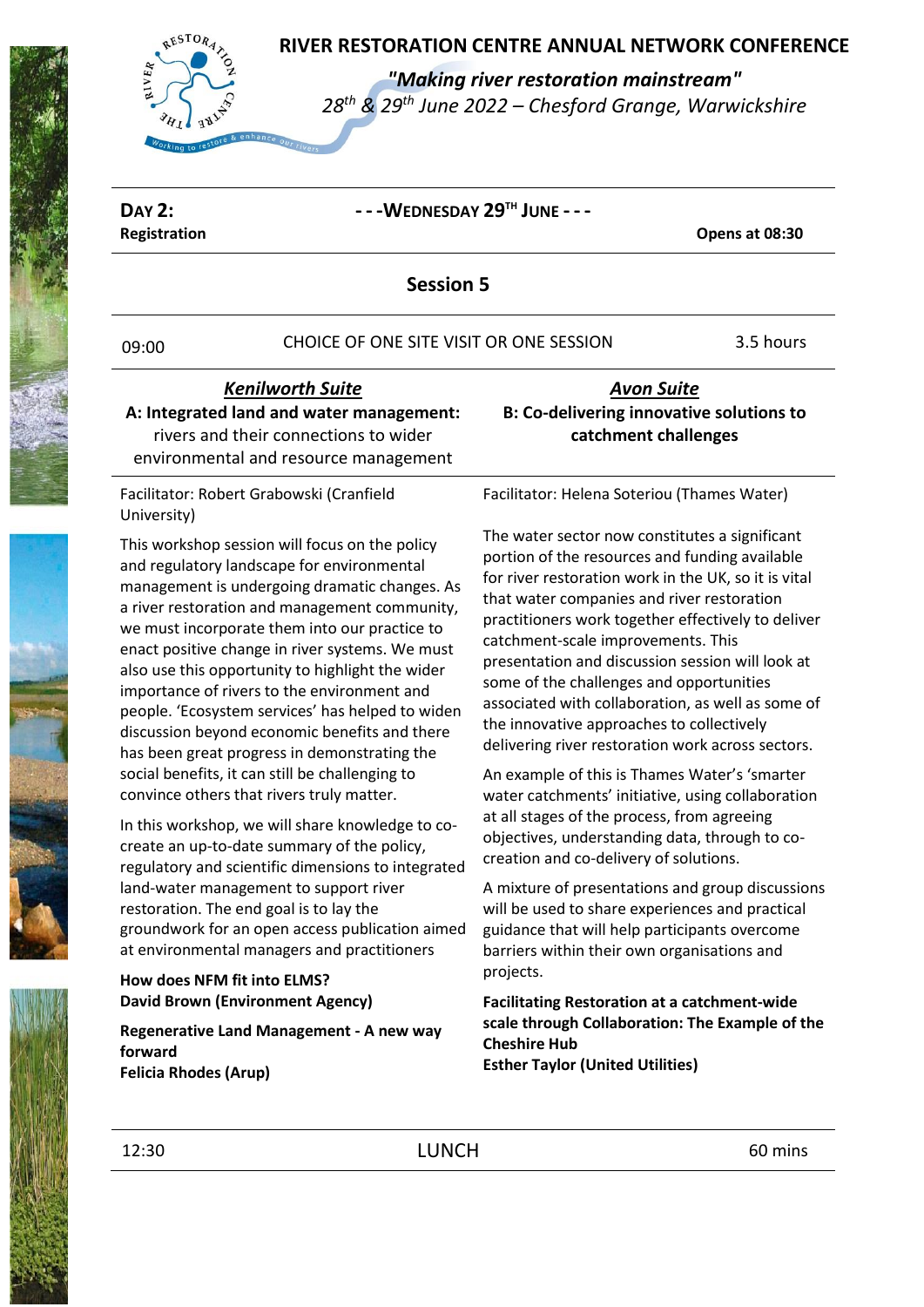# RIVER RESTORATION CENTRE ANNUAL NETWORK CONFERENCE

***"Making river restoration mainstream"***

*28th & 29th June 2022 – Chesford Grange, Warwickshire*

| **DAY 2:** | **- - -WEDNESDAY 29TH JUNE - - -** | |
|---|---|---|
| **Registration** | | **Opens at 08:30** |

## Session 5

| 09:00 | CHOICE OF ONE SITE VISIT OR ONE SESSION | 3.5 hours |
|---|---|---|

### *Kenilworth Suite*

**A: Integrated land and water management:** rivers and their connections to wider environmental and resource management

Facilitator: Robert Grabowski (Cranfield University)

This workshop session will focus on the policy and regulatory landscape for environmental management is undergoing dramatic changes. As a river restoration and management community, we must incorporate them into our practice to enact positive change in river systems. We must also use this opportunity to highlight the wider importance of rivers to the environment and people. 'Ecosystem services' has helped to widen discussion beyond economic benefits and there has been great progress in demonstrating the social benefits, it can still be challenging to convince others that rivers truly matter.

In this workshop, we will share knowledge to co-create an up-to-date summary of the policy, regulatory and scientific dimensions to integrated land-water management to support river restoration. The end goal is to lay the groundwork for an open access publication aimed at environmental managers and practitioners

**How does NFM fit into ELMS?**
**David Brown (Environment Agency)**

**Regenerative Land Management - A new way forward**
**Felicia Rhodes (Arup)**

### *Avon Suite*

**B: Co-delivering innovative solutions to catchment challenges**

Facilitator: Helena Soteriou (Thames Water)

The water sector now constitutes a significant portion of the resources and funding available for river restoration work in the UK, so it is vital that water companies and river restoration practitioners work together effectively to deliver catchment-scale improvements. This presentation and discussion session will look at some of the challenges and opportunities associated with collaboration, as well as some of the innovative approaches to collectively delivering river restoration work across sectors.

An example of this is Thames Water's 'smarter water catchments' initiative, using collaboration at all stages of the process, from agreeing objectives, understanding data, through to co-creation and co-delivery of solutions.

A mixture of presentations and group discussions will be used to share experiences and practical guidance that will help participants overcome barriers within their own organisations and projects.

**Facilitating Restoration at a catchment-wide scale through Collaboration: The Example of the Cheshire Hub**
**Esther Taylor (United Utilities)**

| 12:30 | LUNCH | 60 mins |
|---|---|---|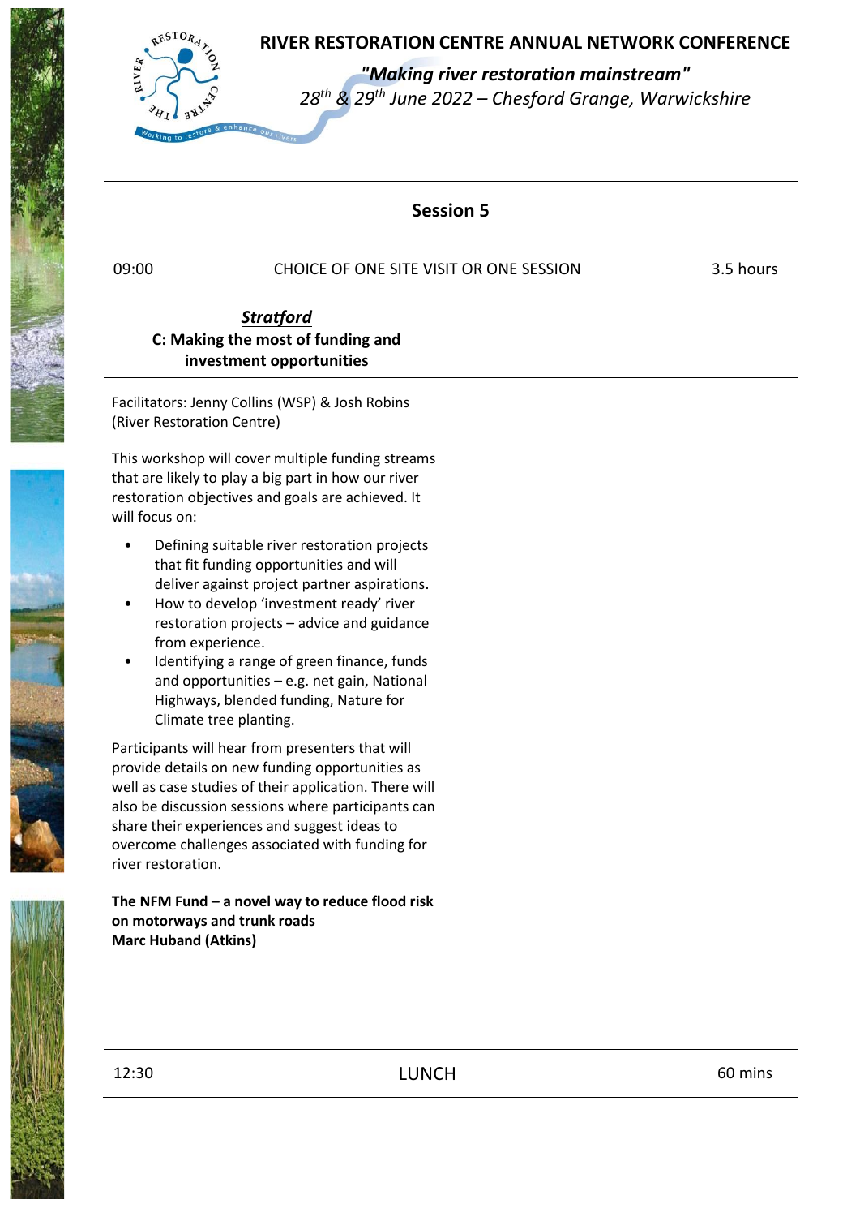## Session 5

| 09:00 | CHOICE OF ONE SITE VISIT OR ONE SESSION | 3.5 hours |
|---|---|---|

### *Stratford*
### C: Making the most of funding and investment opportunities

Facilitators: Jenny Collins (WSP) & Josh Robins (River Restoration Centre)

This workshop will cover multiple funding streams that are likely to play a big part in how our river restoration objectives and goals are achieved. It will focus on:

- Defining suitable river restoration projects that fit funding opportunities and will deliver against project partner aspirations.
- How to develop 'investment ready' river restoration projects – advice and guidance from experience.
- Identifying a range of green finance, funds and opportunities – e.g. net gain, National Highways, blended funding, Nature for Climate tree planting.

Participants will hear from presenters that will provide details on new funding opportunities as well as case studies of their application. There will also be discussion sessions where participants can share their experiences and suggest ideas to overcome challenges associated with funding for river restoration.

**The NFM Fund – a novel way to reduce flood risk on motorways and trunk roads**
**Marc Huband (Atkins)**

| 12:30 | LUNCH | 60 mins |
|---|---|---|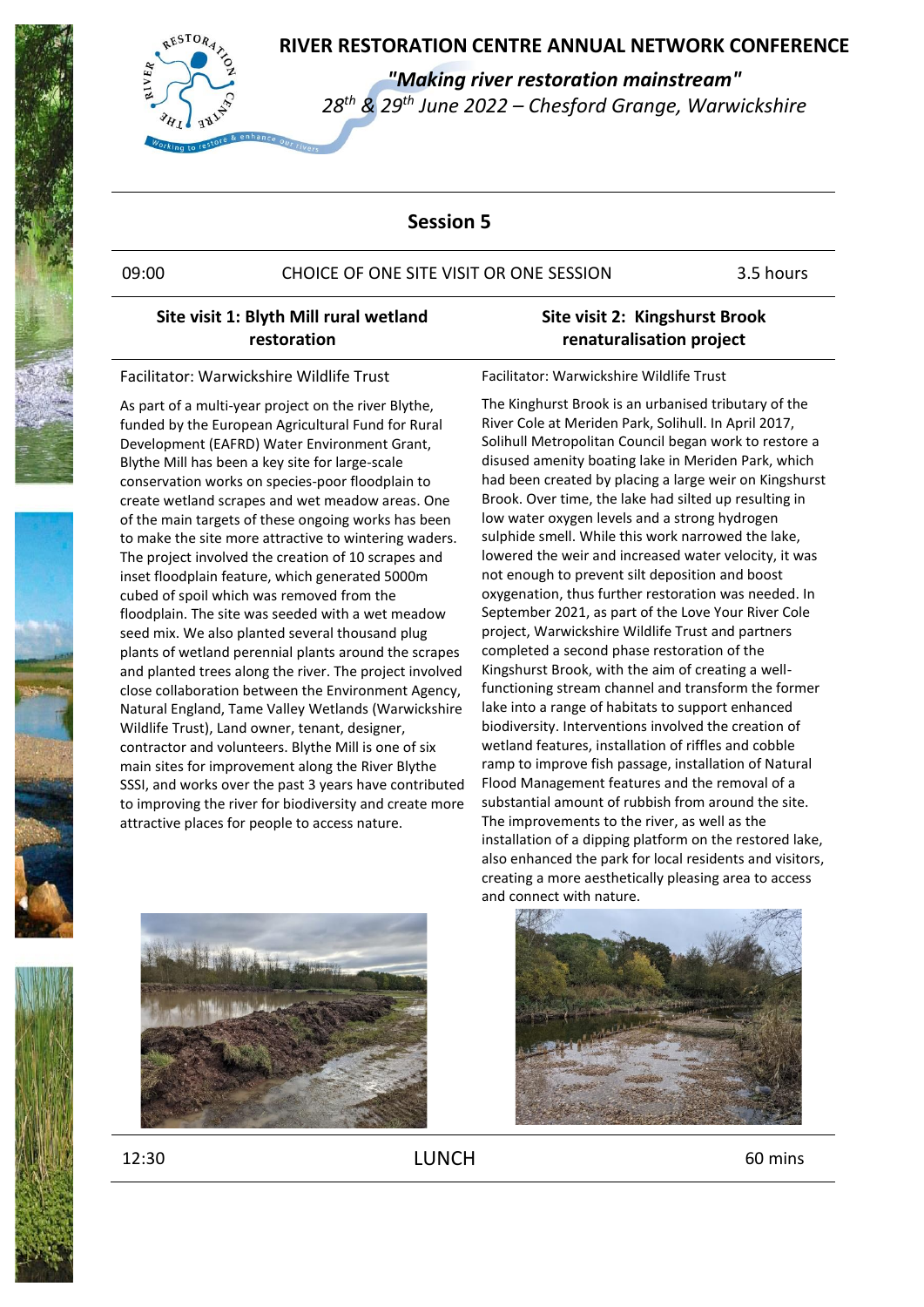# RIVER RESTORATION CENTRE ANNUAL NETWORK CONFERENCE

***"Making river restoration mainstream"***

*28th & 29th June 2022 – Chesford Grange, Warwickshire*

## Session 5

| 09:00 | CHOICE OF ONE SITE VISIT OR ONE SESSION | 3.5 hours |
|---|---|---|

### Site visit 1: Blyth Mill rural wetland restoration

Facilitator: Warwickshire Wildlife Trust

As part of a multi-year project on the river Blythe, funded by the European Agricultural Fund for Rural Development (EAFRD) Water Environment Grant, Blythe Mill has been a key site for large-scale conservation works on species-poor floodplain to create wetland scrapes and wet meadow areas. One of the main targets of these ongoing works has been to make the site more attractive to wintering waders. The project involved the creation of 10 scrapes and inset floodplain feature, which generated 5000m cubed of spoil which was removed from the floodplain. The site was seeded with a wet meadow seed mix. We also planted several thousand plug plants of wetland perennial plants around the scrapes and planted trees along the river. The project involved close collaboration between the Environment Agency, Natural England, Tame Valley Wetlands (Warwickshire Wildlife Trust), Land owner, tenant, designer, contractor and volunteers. Blythe Mill is one of six main sites for improvement along the River Blythe SSSI, and works over the past 3 years have contributed to improving the river for biodiversity and create more attractive places for people to access nature.

### Site visit 2: Kingshurst Brook renaturalisation project

Facilitator: Warwickshire Wildlife Trust

The Kinghurst Brook is an urbanised tributary of the River Cole at Meriden Park, Solihull. In April 2017, Solihull Metropolitan Council began work to restore a disused amenity boating lake in Meriden Park, which had been created by placing a large weir on Kingshurst Brook. Over time, the lake had silted up resulting in low water oxygen levels and a strong hydrogen sulphide smell. While this work narrowed the lake, lowered the weir and increased water velocity, it was not enough to prevent silt deposition and boost oxygenation, thus further restoration was needed. In September 2021, as part of the Love Your River Cole project, Warwickshire Wildlife Trust and partners completed a second phase restoration of the Kingshurst Brook, with the aim of creating a well-functioning stream channel and transform the former lake into a range of habitats to support enhanced biodiversity. Interventions involved the creation of wetland features, installation of riffles and cobble ramp to improve fish passage, installation of Natural Flood Management features and the removal of a substantial amount of rubbish from around the site. The improvements to the river, as well as the installation of a dipping platform on the restored lake, also enhanced the park for local residents and visitors, creating a more aesthetically pleasing area to access and connect with nature.

| 12:30 | LUNCH | 60 mins |
|---|---|---|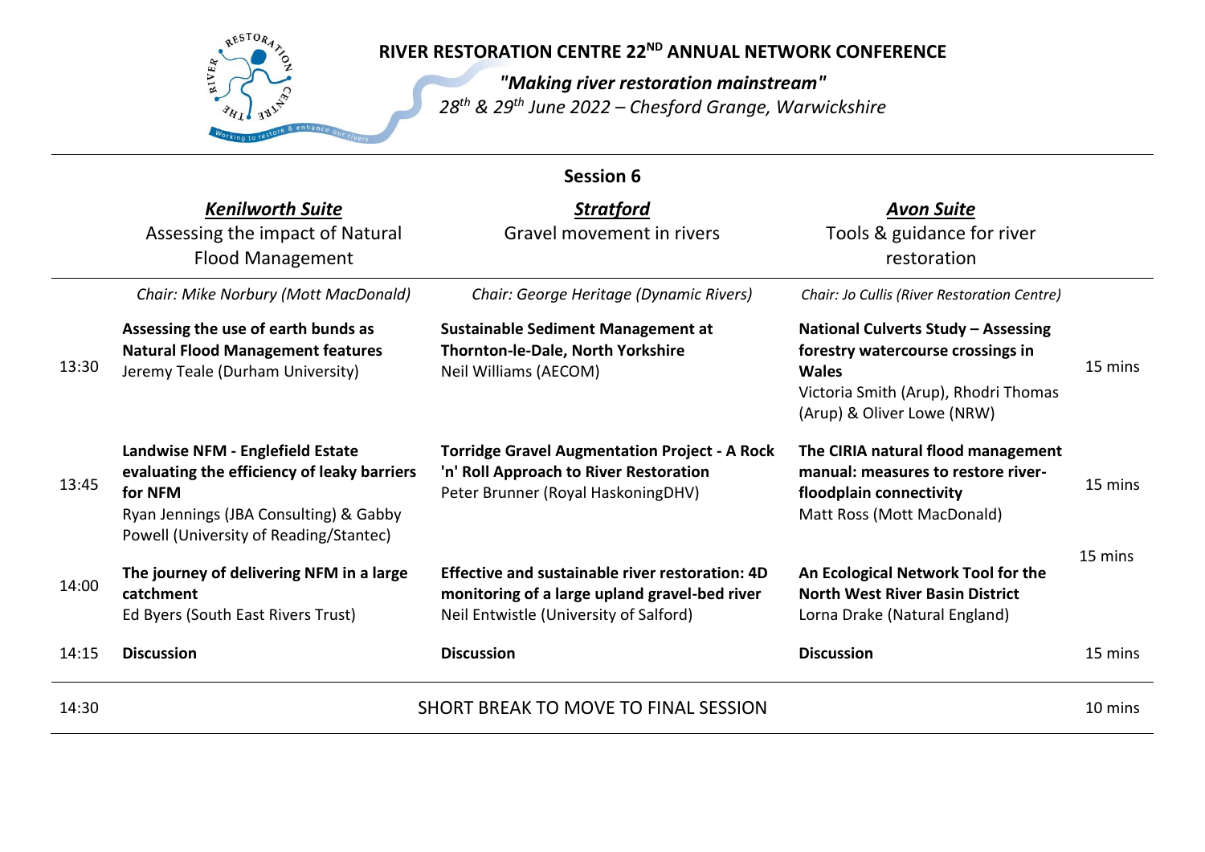# RIVER RESTORATION CENTRE 22ND ANNUAL NETWORK CONFERENCE

*"Making river restoration mainstream"*

*28th & 29th June 2022 – Chesford Grange, Warwickshire*

## Session 6

| | ***Kenilworth Suite*** Assessing the impact of Natural Flood Management | ***Stratford*** Gravel movement in rivers | ***Avon Suite*** Tools & guidance for river restoration | |
|---|---|---|---|---|
| | *Chair: Mike Norbury (Mott MacDonald)* | *Chair: George Heritage (Dynamic Rivers)* | *Chair: Jo Cullis (River Restoration Centre)* | |
| 13:30 | **Assessing the use of earth bunds as Natural Flood Management features** Jeremy Teale (Durham University) | **Sustainable Sediment Management at Thornton-le-Dale, North Yorkshire** Neil Williams (AECOM) | **National Culverts Study – Assessing forestry watercourse crossings in Wales** Victoria Smith (Arup), Rhodri Thomas (Arup) & Oliver Lowe (NRW) | 15 mins |
| 13:45 | **Landwise NFM - Englefield Estate evaluating the efficiency of leaky barriers for NFM** Ryan Jennings (JBA Consulting) & Gabby Powell (University of Reading/Stantec) | **Torridge Gravel Augmentation Project - A Rock 'n' Roll Approach to River Restoration** Peter Brunner (Royal HaskoningDHV) | **The CIRIA natural flood management manual: measures to restore river-floodplain connectivity** Matt Ross (Mott MacDonald) | 15 mins |
| 14:00 | **The journey of delivering NFM in a large catchment** Ed Byers (South East Rivers Trust) | **Effective and sustainable river restoration: 4D monitoring of a large upland gravel-bed river** Neil Entwistle (University of Salford) | **An Ecological Network Tool for the North West River Basin District** Lorna Drake (Natural England) | 15 mins |
| 14:15 | **Discussion** | **Discussion** | **Discussion** | 15 mins |
| 14:30 | SHORT BREAK TO MOVE TO FINAL SESSION | | | 10 mins |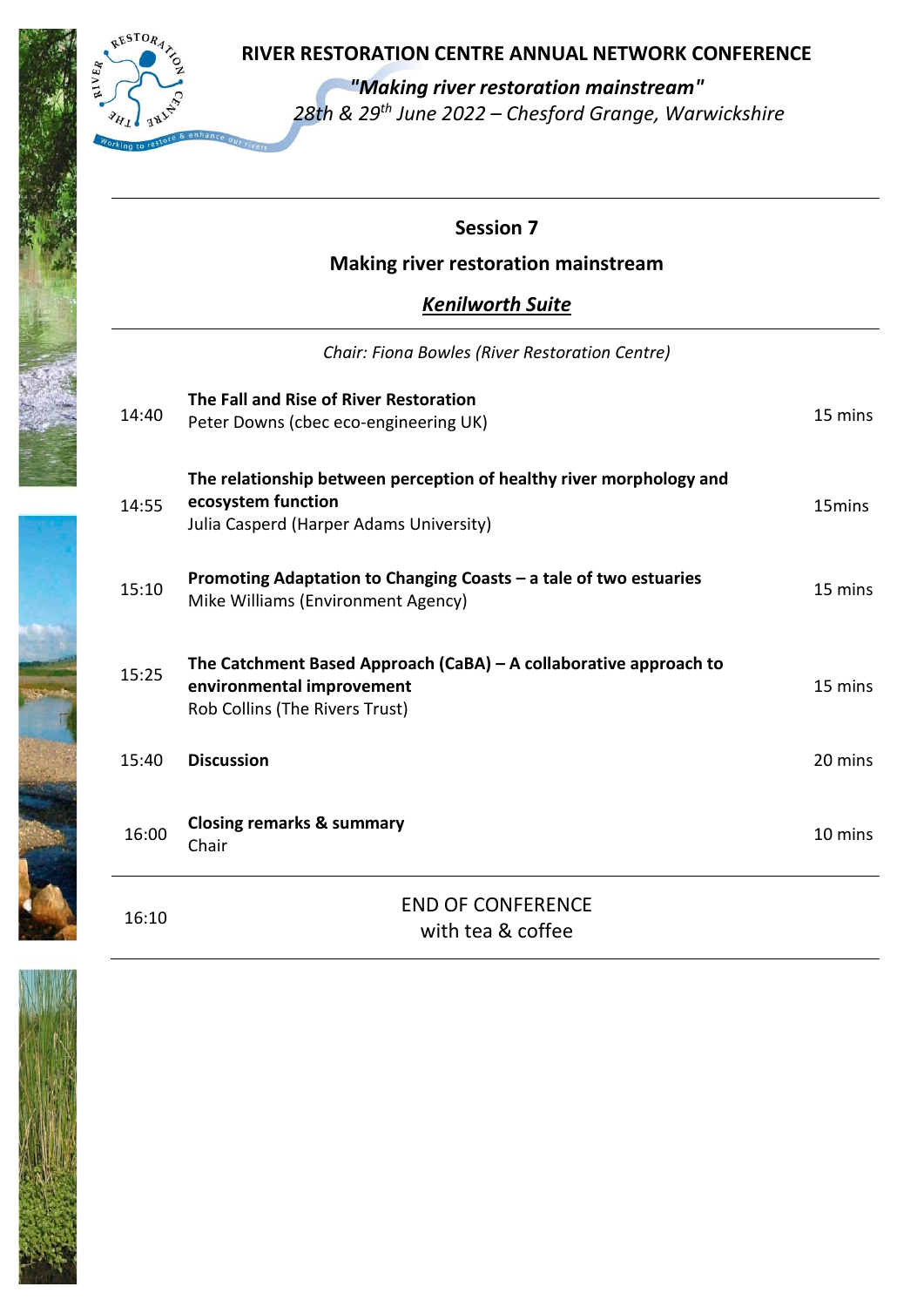**RIVER RESTORATION CENTRE ANNUAL NETWORK CONFERENCE**

*"Making river restoration mainstream"*

*28th & 29th June 2022 – Chesford Grange, Warwickshire*

## Session 7

### Making river restoration mainstream

***Kenilworth Suite***

*Chair: Fiona Bowles (River Restoration Centre)*

| | | |
|---|---|---|
| 14:40 | **The Fall and Rise of River Restoration**<br>Peter Downs (cbec eco-engineering UK) | 15 mins |
| 14:55 | **The relationship between perception of healthy river morphology and ecosystem function**<br>Julia Casperd (Harper Adams University) | 15mins |
| 15:10 | **Promoting Adaptation to Changing Coasts – a tale of two estuaries**<br>Mike Williams (Environment Agency) | 15 mins |
| 15:25 | **The Catchment Based Approach (CaBA) – A collaborative approach to environmental improvement**<br>Rob Collins (The Rivers Trust) | 15 mins |
| 15:40 | **Discussion** | 20 mins |
| 16:00 | **Closing remarks & summary**<br>Chair | 10 mins |
| 16:10 | END OF CONFERENCE<br>with tea & coffee | |